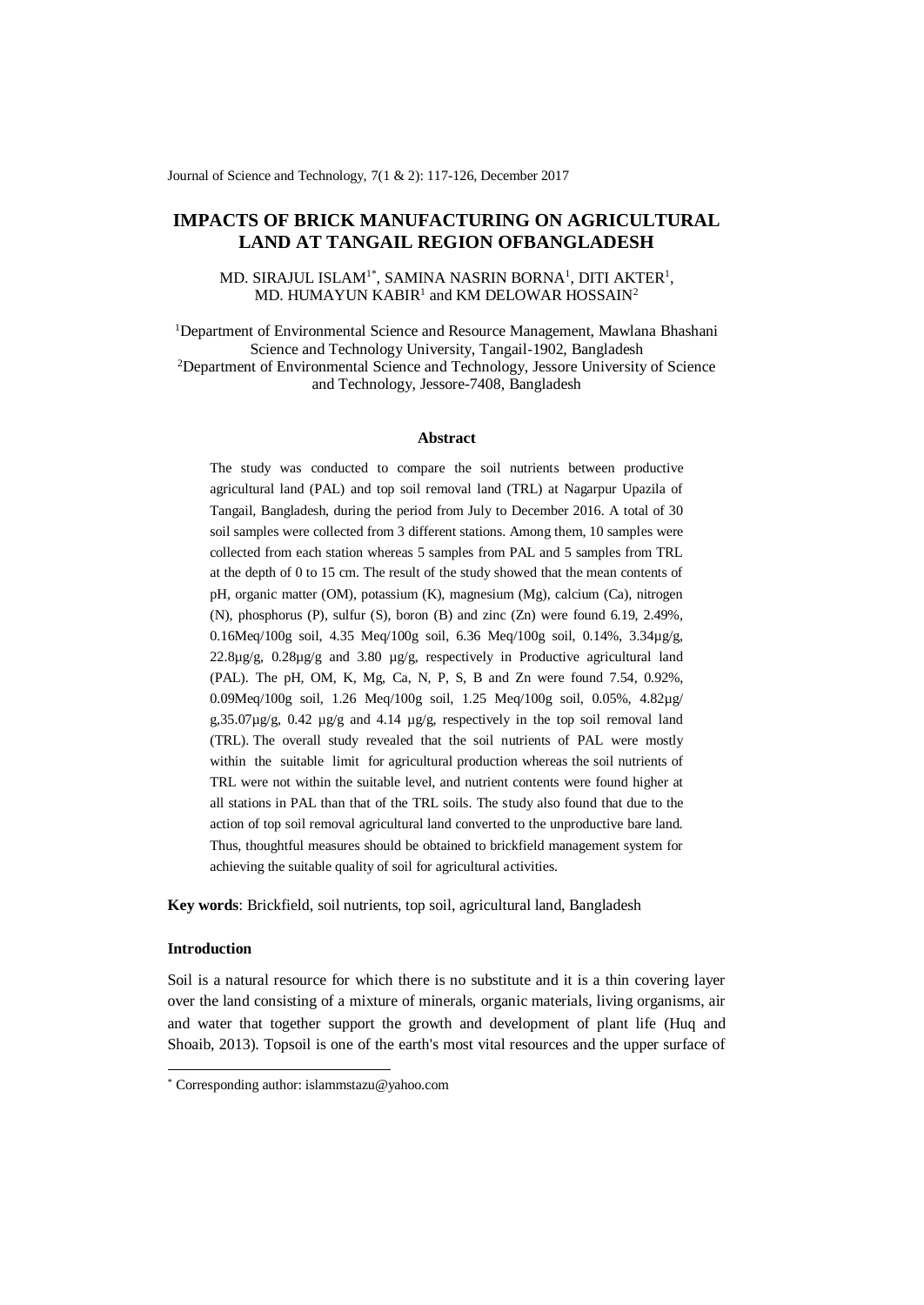# IMPACTS OF BRICK MANUFACTURING ON AGRICULTURAL LAND AT TANGAIL REGION OFBANGLADESH

MD. SIRAJUL ISLAM[1*], SAMINA NASRIN BORNA[1], DITI AKTER[1], MD. HUMAYUN KABIR[1] and KM DELOWAR HOSSAIN[2]

[1]Department of Environmental Science and Resource Management, Mawlana Bhashani Science and Technology University, Tangail-1902, Bangladesh
[2]Department of Environmental Science and Technology, Jessore University of Science and Technology, Jessore-7408, Bangladesh

## Abstract

The study was conducted to compare the soil nutrients between productive agricultural land (PAL) and top soil removal land (TRL) at Nagarpur Upazila of Tangail, Bangladesh, during the period from July to December 2016. A total of 30 soil samples were collected from 3 different stations. Among them, 10 samples were collected from each station whereas 5 samples from PAL and 5 samples from TRL at the depth of 0 to 15 cm. The result of the study showed that the mean contents of pH, organic matter (OM), potassium (K), magnesium (Mg), calcium (Ca), nitrogen (N), phosphorus (P), sulfur (S), boron (B) and zinc (Zn) were found 6.19, 2.49%, 0.16Meq/100g soil, 4.35 Meq/100g soil, 6.36 Meq/100g soil, 0.14%, 3.34µg/g, 22.8µg/g, 0.28µg/g and 3.80 µg/g, respectively in Productive agricultural land (PAL). The pH, OM, K, Mg, Ca, N, P, S, B and Zn were found 7.54, 0.92%, 0.09Meq/100g soil, 1.26 Meq/100g soil, 1.25 Meq/100g soil, 0.05%, 4.82µg/g,35.07µg/g, 0.42 µg/g and 4.14 µg/g, respectively in the top soil removal land (TRL). The overall study revealed that the soil nutrients of PAL were mostly within the suitable limit for agricultural production whereas the soil nutrients of TRL were not within the suitable level, and nutrient contents were found higher at all stations in PAL than that of the TRL soils. The study also found that due to the action of top soil removal agricultural land converted to the unproductive bare land. Thus, thoughtful measures should be obtained to brickfield management system for achieving the suitable quality of soil for agricultural activities.

**Key words**: Brickfield, soil nutrients, top soil, agricultural land, Bangladesh

## Introduction

Soil is a natural resource for which there is no substitute and it is a thin covering layer over the land consisting of a mixture of minerals, organic materials, living organisms, air and water that together support the growth and development of plant life (Huq and Shoaib, 2013). Topsoil is one of the earth's most vital resources and the upper surface of

[*] Corresponding author: islammstazu@yahoo.com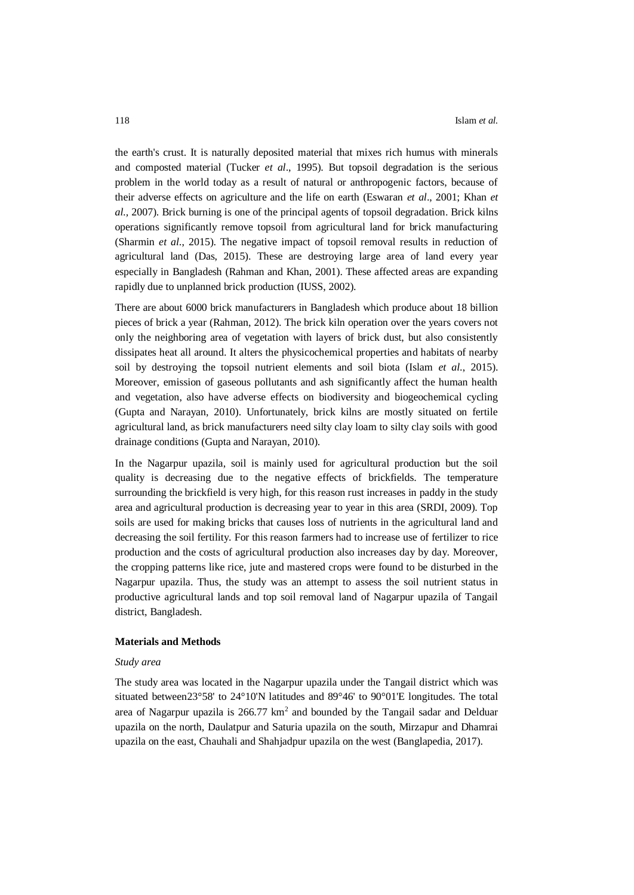the earth's crust. It is naturally deposited material that mixes rich humus with minerals and composted material (Tucker *et al*., 1995). But topsoil degradation is the serious problem in the world today as a result of natural or anthropogenic factors, because of their adverse effects on agriculture and the life on earth (Eswaran *et al*., 2001; Khan *et al.*, 2007). Brick burning is one of the principal agents of topsoil degradation. Brick kilns operations significantly remove topsoil from agricultural land for brick manufacturing (Sharmin *et al.*, 2015). The negative impact of topsoil removal results in reduction of agricultural land (Das, 2015). These are destroying large area of land every year especially in Bangladesh (Rahman and Khan, 2001). These affected areas are expanding rapidly due to unplanned brick production (IUSS, 2002).

There are about 6000 brick manufacturers in Bangladesh which produce about 18 billion pieces of brick a year (Rahman, 2012). The brick kiln operation over the years covers not only the neighboring area of vegetation with layers of brick dust, but also consistently dissipates heat all around. It alters the physicochemical properties and habitats of nearby soil by destroying the topsoil nutrient elements and soil biota (Islam *et al*., 2015). Moreover, emission of gaseous pollutants and ash significantly affect the human health and vegetation, also have adverse effects on biodiversity and biogeochemical cycling (Gupta and Narayan, 2010). Unfortunately, brick kilns are mostly situated on fertile agricultural land, as brick manufacturers need silty clay loam to silty clay soils with good drainage conditions (Gupta and Narayan, 2010).

In the Nagarpur upazila, soil is mainly used for agricultural production but the soil quality is decreasing due to the negative effects of brickfields. The temperature surrounding the brickfield is very high, for this reason rust increases in paddy in the study area and agricultural production is decreasing year to year in this area (SRDI, 2009). Top soils are used for making bricks that causes loss of nutrients in the agricultural land and decreasing the soil fertility. For this reason farmers had to increase use of fertilizer to rice production and the costs of agricultural production also increases day by day. Moreover, the cropping patterns like rice, jute and mastered crops were found to be disturbed in the Nagarpur upazila. Thus, the study was an attempt to assess the soil nutrient status in productive agricultural lands and top soil removal land of Nagarpur upazila of Tangail district, Bangladesh.

**Materials and Methods**

*Study area*

The study area was located in the Nagarpur upazila under the Tangail district which was situated between23°58' to 24°10'N latitudes and 89°46' to 90°01'E longitudes. The total area of Nagarpur upazila is 266.77 $km^2$ and bounded by the Tangail sadar and Delduar upazila on the north, Daulatpur and Saturia upazila on the south, Mirzapur and Dhamrai upazila on the east, Chauhali and Shahjadpur upazila on the west (Banglapedia, 2017).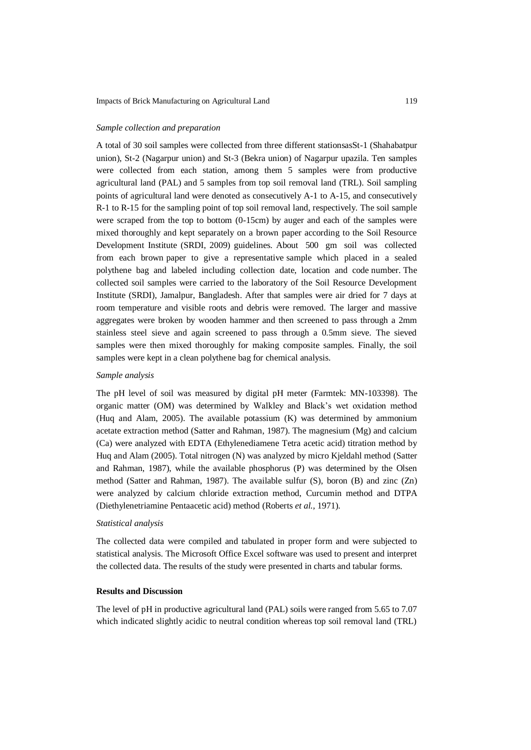*Sample collection and preparation*

A total of 30 soil samples were collected from three different stationsasSt-1 (Shahabatpur union), St-2 (Nagarpur union) and St-3 (Bekra union) of Nagarpur upazila. Ten samples were collected from each station, among them 5 samples were from productive agricultural land (PAL) and 5 samples from top soil removal land (TRL). Soil sampling points of agricultural land were denoted as consecutively A-1 to A-15, and consecutively R-1 to R-15 for the sampling point of top soil removal land, respectively. The soil sample were scraped from the top to bottom (0-15cm) by auger and each of the samples were mixed thoroughly and kept separately on a brown paper according to the Soil Resource Development Institute (SRDI, 2009) guidelines. About 500 gm soil was collected from each brown paper to give a representative sample which placed in a sealed polythene bag and labeled including collection date, location and code number. The collected soil samples were carried to the laboratory of the Soil Resource Development Institute (SRDI), Jamalpur, Bangladesh. After that samples were air dried for 7 days at room temperature and visible roots and debris were removed. The larger and massive aggregates were broken by wooden hammer and then screened to pass through a 2mm stainless steel sieve and again screened to pass through a 0.5mm sieve. The sieved samples were then mixed thoroughly for making composite samples. Finally, the soil samples were kept in a clean polythene bag for chemical analysis.

*Sample analysis*

The pH level of soil was measured by digital pH meter (Farmtek: MN-103398). The organic matter (OM) was determined by Walkley and Black's wet oxidation method (Huq and Alam, 2005). The available potassium (K) was determined by ammonium acetate extraction method (Satter and Rahman, 1987). The magnesium (Mg) and calcium (Ca) were analyzed with EDTA (Ethylenediamene Tetra acetic acid) titration method by Huq and Alam (2005). Total nitrogen (N) was analyzed by micro Kjeldahl method (Satter and Rahman, 1987), while the available phosphorus (P) was determined by the Olsen method (Satter and Rahman, 1987). The available sulfur (S), boron (B) and zinc (Zn) were analyzed by calcium chloride extraction method, Curcumin method and DTPA (Diethylenetriamine Pentaacetic acid) method (Roberts *et al.,* 1971).

*Statistical analysis*

The collected data were compiled and tabulated in proper form and were subjected to statistical analysis. The Microsoft Office Excel software was used to present and interpret the collected data. The results of the study were presented in charts and tabular forms.

**Results and Discussion**

The level of pH in productive agricultural land (PAL) soils were ranged from 5.65 to 7.07 which indicated slightly acidic to neutral condition whereas top soil removal land (TRL)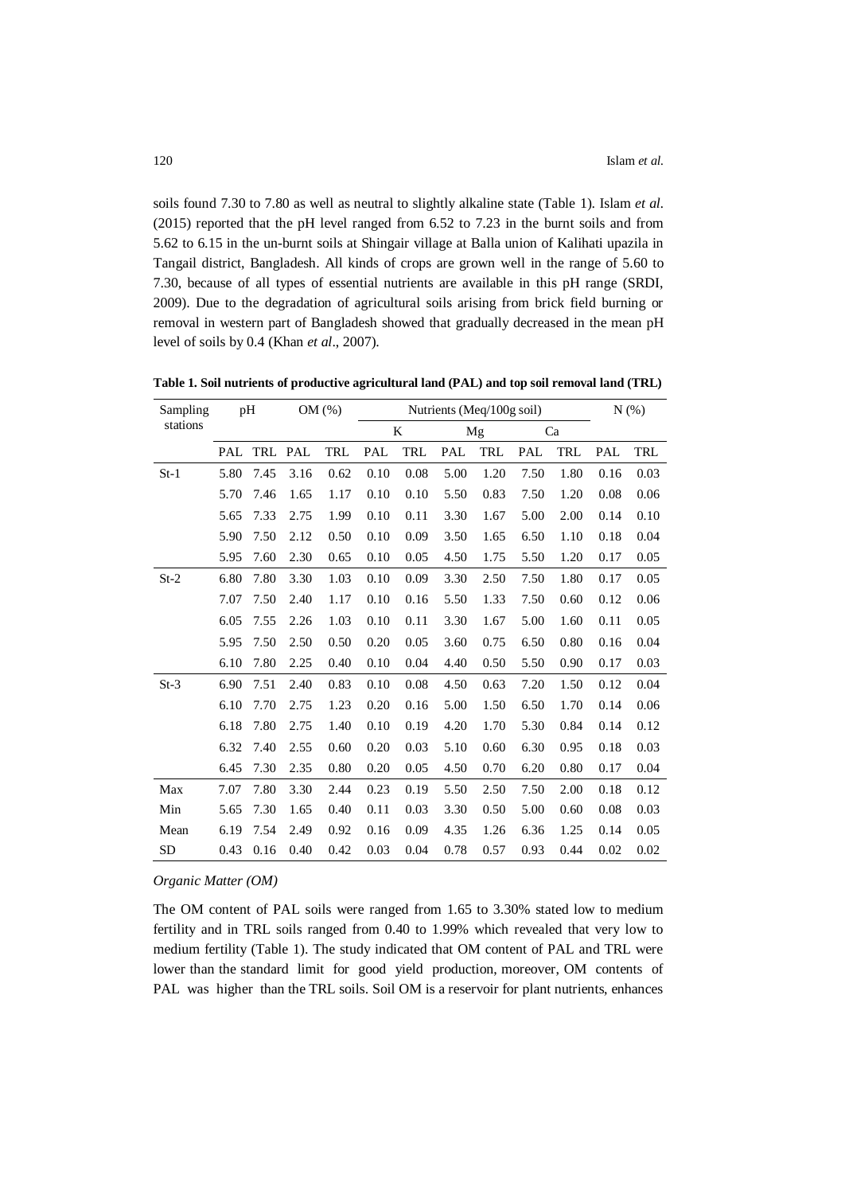soils found 7.30 to 7.80 as well as neutral to slightly alkaline state (Table 1). Islam *et al*. (2015) reported that the pH level ranged from 6.52 to 7.23 in the burnt soils and from 5.62 to 6.15 in the un-burnt soils at Shingair village at Balla union of Kalihati upazila in Tangail district, Bangladesh. All kinds of crops are grown well in the range of 5.60 to 7.30, because of all types of essential nutrients are available in this pH range (SRDI, 2009). Due to the degradation of agricultural soils arising from brick field burning or removal in western part of Bangladesh showed that gradually decreased in the mean pH level of soils by 0.4 (Khan *et al*., 2007).

**Table 1. Soil nutrients of productive agricultural land (PAL) and top soil removal land (TRL)**

| Sampling stations | pH | | OM (%) | | Nutrients (Meq/100g soil) | | | | | | N (%) | |
|---|---|---|---|---|---|---|---|---|---|---|---|---|
| | | | | | K | | Mg | | Ca | | | |
| | PAL | TRL | PAL | TRL | PAL | TRL | PAL | TRL | PAL | TRL | PAL | TRL |
| St-1 | 5.80 | 7.45 | 3.16 | 0.62 | 0.10 | 0.08 | 5.00 | 1.20 | 7.50 | 1.80 | 0.16 | 0.03 |
| | 5.70 | 7.46 | 1.65 | 1.17 | 0.10 | 0.10 | 5.50 | 0.83 | 7.50 | 1.20 | 0.08 | 0.06 |
| | 5.65 | 7.33 | 2.75 | 1.99 | 0.10 | 0.11 | 3.30 | 1.67 | 5.00 | 2.00 | 0.14 | 0.10 |
| | 5.90 | 7.50 | 2.12 | 0.50 | 0.10 | 0.09 | 3.50 | 1.65 | 6.50 | 1.10 | 0.18 | 0.04 |
| | 5.95 | 7.60 | 2.30 | 0.65 | 0.10 | 0.05 | 4.50 | 1.75 | 5.50 | 1.20 | 0.17 | 0.05 |
| St-2 | 6.80 | 7.80 | 3.30 | 1.03 | 0.10 | 0.09 | 3.30 | 2.50 | 7.50 | 1.80 | 0.17 | 0.05 |
| | 7.07 | 7.50 | 2.40 | 1.17 | 0.10 | 0.16 | 5.50 | 1.33 | 7.50 | 0.60 | 0.12 | 0.06 |
| | 6.05 | 7.55 | 2.26 | 1.03 | 0.10 | 0.11 | 3.30 | 1.67 | 5.00 | 1.60 | 0.11 | 0.05 |
| | 5.95 | 7.50 | 2.50 | 0.50 | 0.20 | 0.05 | 3.60 | 0.75 | 6.50 | 0.80 | 0.16 | 0.04 |
| | 6.10 | 7.80 | 2.25 | 0.40 | 0.10 | 0.04 | 4.40 | 0.50 | 5.50 | 0.90 | 0.17 | 0.03 |
| St-3 | 6.90 | 7.51 | 2.40 | 0.83 | 0.10 | 0.08 | 4.50 | 0.63 | 7.20 | 1.50 | 0.12 | 0.04 |
| | 6.10 | 7.70 | 2.75 | 1.23 | 0.20 | 0.16 | 5.00 | 1.50 | 6.50 | 1.70 | 0.14 | 0.06 |
| | 6.18 | 7.80 | 2.75 | 1.40 | 0.10 | 0.19 | 4.20 | 1.70 | 5.30 | 0.84 | 0.14 | 0.12 |
| | 6.32 | 7.40 | 2.55 | 0.60 | 0.20 | 0.03 | 5.10 | 0.60 | 6.30 | 0.95 | 0.18 | 0.03 |
| | 6.45 | 7.30 | 2.35 | 0.80 | 0.20 | 0.05 | 4.50 | 0.70 | 6.20 | 0.80 | 0.17 | 0.04 |
| Max | 7.07 | 7.80 | 3.30 | 2.44 | 0.23 | 0.19 | 5.50 | 2.50 | 7.50 | 2.00 | 0.18 | 0.12 |
| Min | 5.65 | 7.30 | 1.65 | 0.40 | 0.11 | 0.03 | 3.30 | 0.50 | 5.00 | 0.60 | 0.08 | 0.03 |
| Mean | 6.19 | 7.54 | 2.49 | 0.92 | 0.16 | 0.09 | 4.35 | 1.26 | 6.36 | 1.25 | 0.14 | 0.05 |
| SD | 0.43 | 0.16 | 0.40 | 0.42 | 0.03 | 0.04 | 0.78 | 0.57 | 0.93 | 0.44 | 0.02 | 0.02 |

*Organic Matter (OM)*

The OM content of PAL soils were ranged from 1.65 to 3.30% stated low to medium fertility and in TRL soils ranged from 0.40 to 1.99% which revealed that very low to medium fertility (Table 1). The study indicated that OM content of PAL and TRL were lower than the standard limit for good yield production, moreover, OM contents of PAL was higher than the TRL soils. Soil OM is a reservoir for plant nutrients, enhances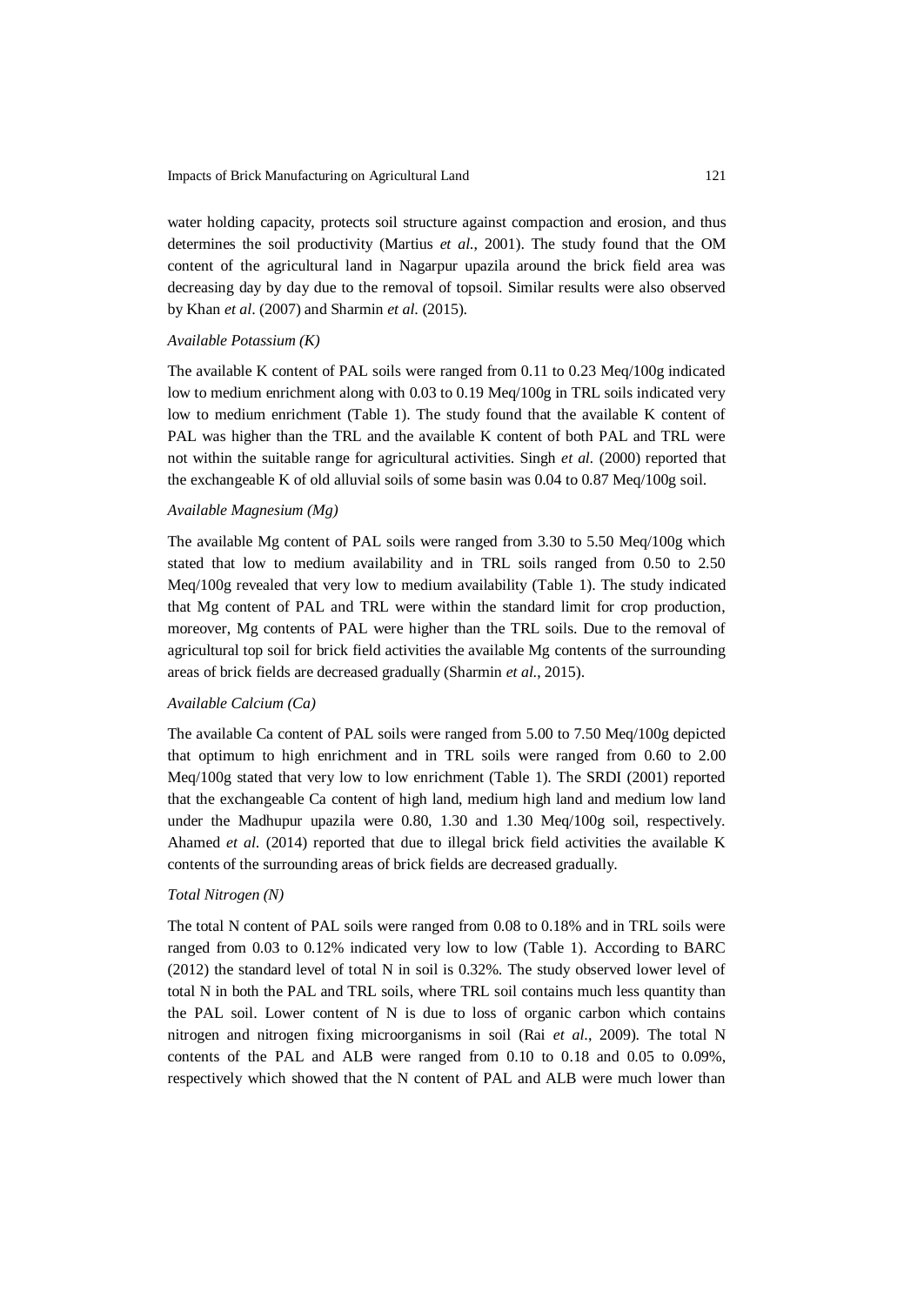water holding capacity, protects soil structure against compaction and erosion, and thus determines the soil productivity (Martius *et al.*, 2001). The study found that the OM content of the agricultural land in Nagarpur upazila around the brick field area was decreasing day by day due to the removal of topsoil. Similar results were also observed by Khan *et al*. (2007) and Sharmin *et al*. (2015).

### *Available Potassium (K)*

The available K content of PAL soils were ranged from 0.11 to 0.23 Meq/100g indicated low to medium enrichment along with 0.03 to 0.19 Meq/100g in TRL soils indicated very low to medium enrichment (Table 1). The study found that the available K content of PAL was higher than the TRL and the available K content of both PAL and TRL were not within the suitable range for agricultural activities. Singh *et al*. (2000) reported that the exchangeable K of old alluvial soils of some basin was 0.04 to 0.87 Meq/100g soil.

### *Available Magnesium (Mg)*

The available Mg content of PAL soils were ranged from 3.30 to 5.50 Meq/100g which stated that low to medium availability and in TRL soils ranged from 0.50 to 2.50 Meq/100g revealed that very low to medium availability (Table 1). The study indicated that Mg content of PAL and TRL were within the standard limit for crop production, moreover, Mg contents of PAL were higher than the TRL soils. Due to the removal of agricultural top soil for brick field activities the available Mg contents of the surrounding areas of brick fields are decreased gradually (Sharmin *et al.*, 2015).

### *Available Calcium (Ca)*

The available Ca content of PAL soils were ranged from 5.00 to 7.50 Meq/100g depicted that optimum to high enrichment and in TRL soils were ranged from 0.60 to 2.00 Meq/100g stated that very low to low enrichment (Table 1). The SRDI (2001) reported that the exchangeable Ca content of high land, medium high land and medium low land under the Madhupur upazila were 0.80, 1.30 and 1.30 Meq/100g soil, respectively. Ahamed *et al*. (2014) reported that due to illegal brick field activities the available K contents of the surrounding areas of brick fields are decreased gradually.

### *Total Nitrogen (N)*

The total N content of PAL soils were ranged from 0.08 to 0.18% and in TRL soils were ranged from 0.03 to 0.12% indicated very low to low (Table 1). According to BARC (2012) the standard level of total N in soil is 0.32%. The study observed lower level of total N in both the PAL and TRL soils, where TRL soil contains much less quantity than the PAL soil. Lower content of N is due to loss of organic carbon which contains nitrogen and nitrogen fixing microorganisms in soil (Rai *et al*., 2009). The total N contents of the PAL and ALB were ranged from 0.10 to 0.18 and 0.05 to 0.09%, respectively which showed that the N content of PAL and ALB were much lower than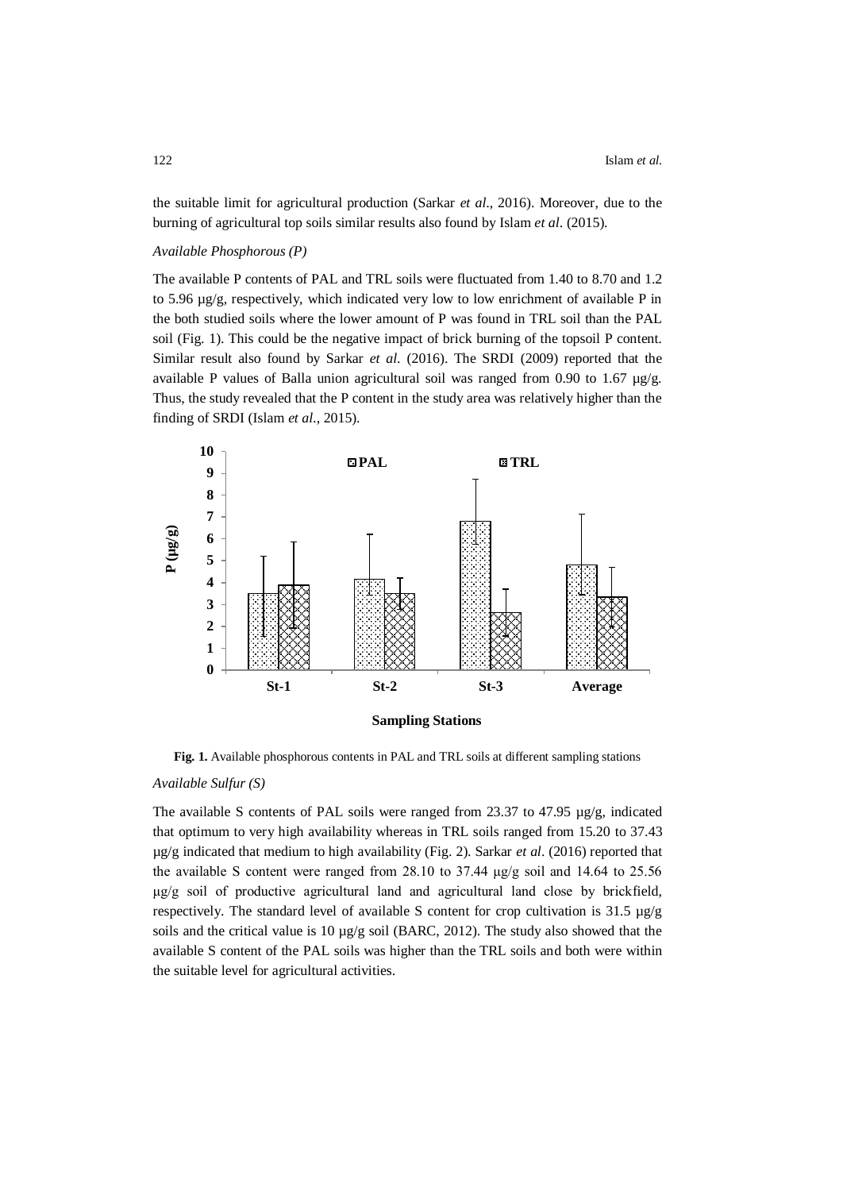the suitable limit for agricultural production (Sarkar *et al*., 2016). Moreover, due to the burning of agricultural top soils similar results also found by Islam *et al*. (2015).

*Available Phosphorous (P)*

The available P contents of PAL and TRL soils were fluctuated from 1.40 to 8.70 and 1.2 to 5.96 µg/g, respectively, which indicated very low to low enrichment of available P in the both studied soils where the lower amount of P was found in TRL soil than the PAL soil (Fig. 1). This could be the negative impact of brick burning of the topsoil P content. Similar result also found by Sarkar *et al*. (2016). The SRDI (2009) reported that the available P values of Balla union agricultural soil was ranged from 0.90 to 1.67 µg/g. Thus, the study revealed that the P content in the study area was relatively higher than the finding of SRDI (Islam *et al*., 2015).

**Fig. 1.** Available phosphorous contents in PAL and TRL soils at different sampling stations

*Available Sulfur (S)*

The available S contents of PAL soils were ranged from 23.37 to 47.95 µg/g, indicated that optimum to very high availability whereas in TRL soils ranged from 15.20 to 37.43 µg/g indicated that medium to high availability (Fig. 2). Sarkar *et al*. (2016) reported that the available S content were ranged from 28.10 to 37.44 µg/g soil and 14.64 to 25.56 µg/g soil of productive agricultural land and agricultural land close by brickfield, respectively. The standard level of available S content for crop cultivation is 31.5 µg/g soils and the critical value is 10 µg/g soil (BARC, 2012). The study also showed that the available S content of the PAL soils was higher than the TRL soils and both were within the suitable level for agricultural activities.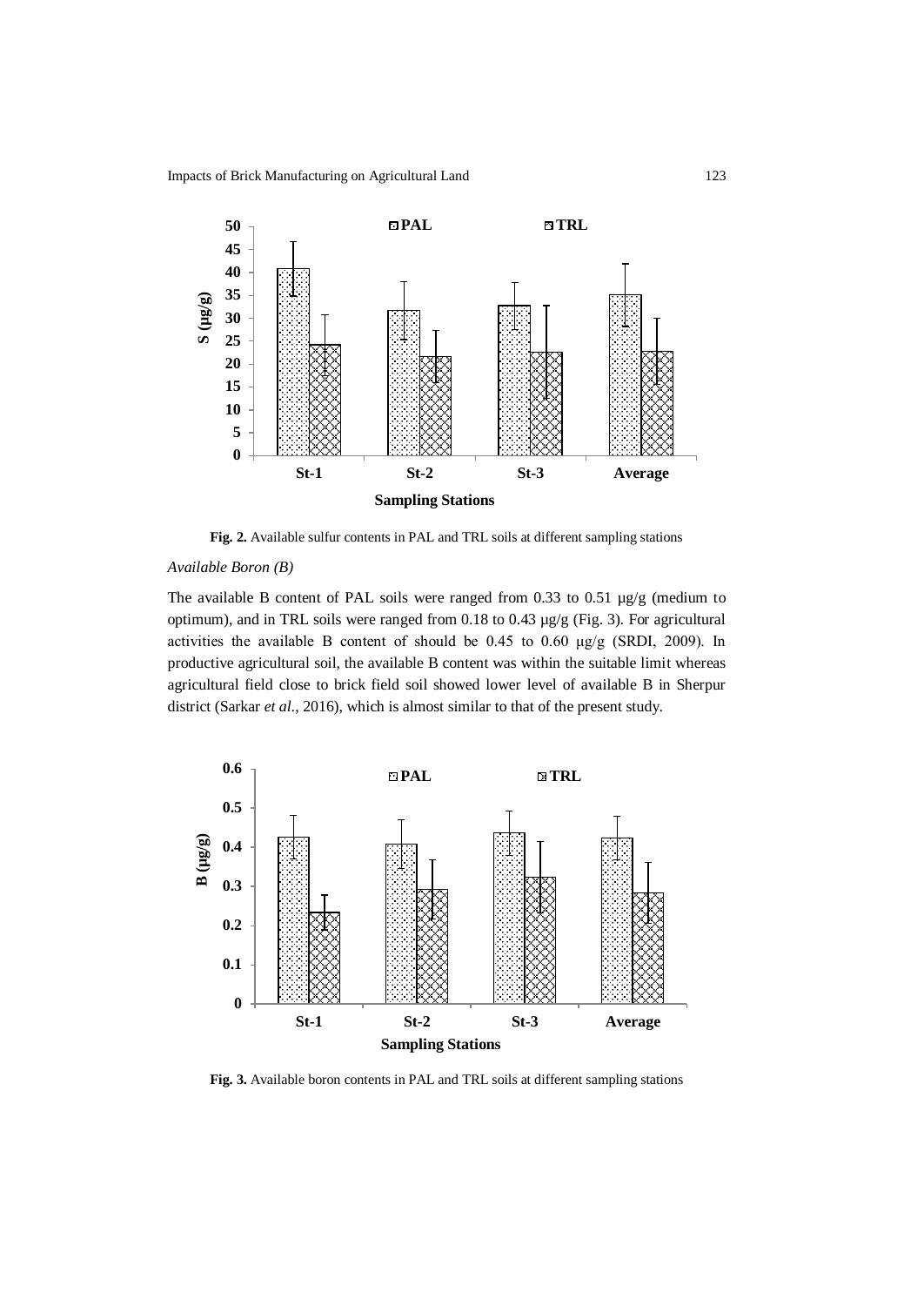**Fig. 2.** Available sulfur contents in PAL and TRL soils at different sampling stations

*Available Boron (B)*

The available B content of PAL soils were ranged from 0.33 to 0.51 µg/g (medium to optimum), and in TRL soils were ranged from 0.18 to 0.43 µg/g (Fig. 3). For agricultural activities the available B content of should be 0.45 to 0.60 µg/g (SRDI, 2009). In productive agricultural soil, the available B content was within the suitable limit whereas agricultural field close to brick field soil showed lower level of available B in Sherpur district (Sarkar *et al*., 2016), which is almost similar to that of the present study.

**Fig. 3.** Available boron contents in PAL and TRL soils at different sampling stations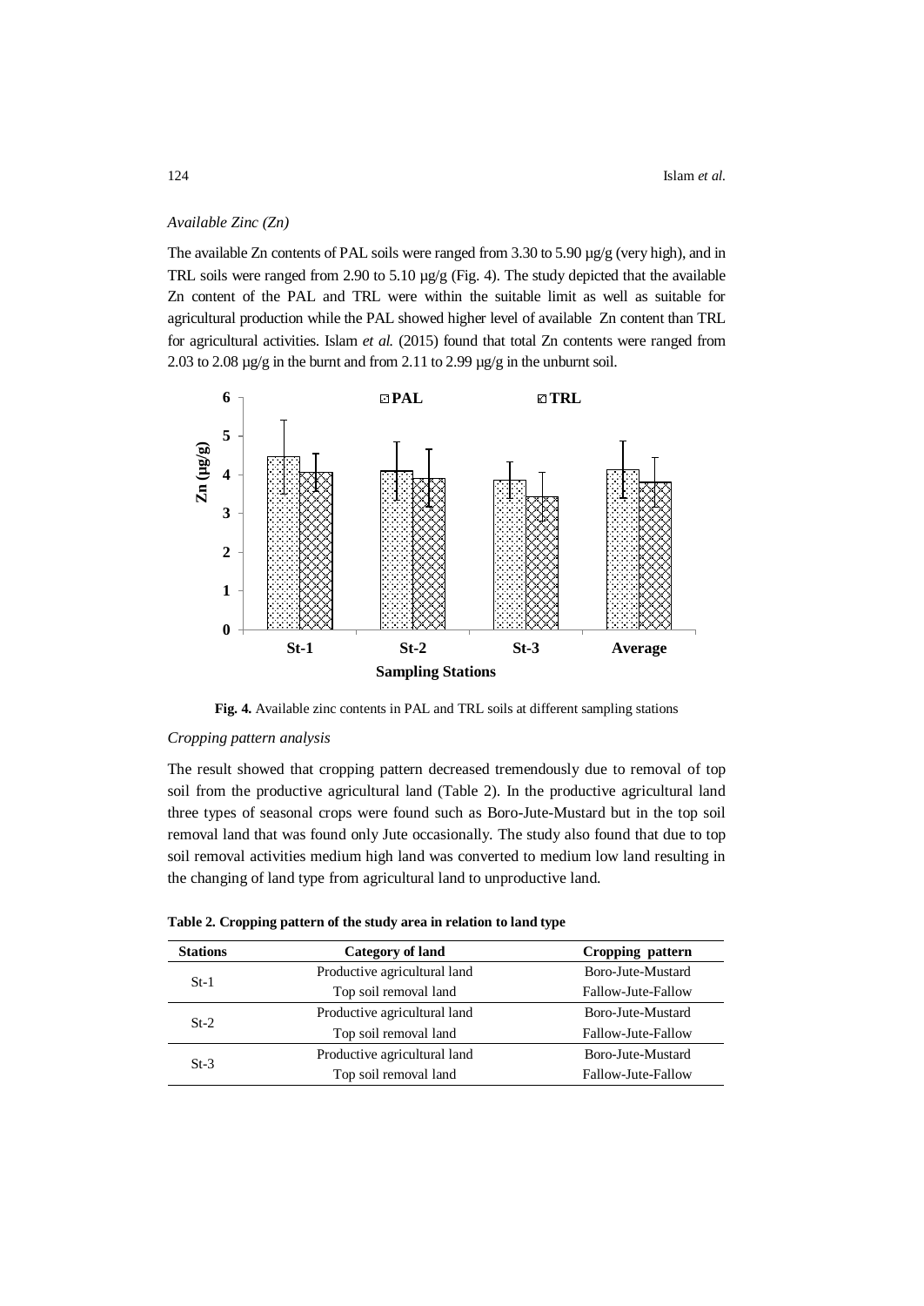*Available Zinc (Zn)*

The available Zn contents of PAL soils were ranged from 3.30 to 5.90 µg/g (very high), and in TRL soils were ranged from 2.90 to 5.10 µg/g (Fig. 4). The study depicted that the available Zn content of the PAL and TRL were within the suitable limit as well as suitable for agricultural production while the PAL showed higher level of available Zn content than TRL for agricultural activities. Islam *et al.* (2015) found that total Zn contents were ranged from 2.03 to 2.08 µg/g in the burnt and from 2.11 to 2.99 µg/g in the unburnt soil.

**Fig. 4.** Available zinc contents in PAL and TRL soils at different sampling stations

*Cropping pattern analysis*

The result showed that cropping pattern decreased tremendously due to removal of top soil from the productive agricultural land (Table 2). In the productive agricultural land three types of seasonal crops were found such as Boro-Jute-Mustard but in the top soil removal land that was found only Jute occasionally. The study also found that due to top soil removal activities medium high land was converted to medium low land resulting in the changing of land type from agricultural land to unproductive land.

**Table 2. Cropping pattern of the study area in relation to land type**

| Stations | Category of land | Cropping pattern |
|---|---|---|
| St-1 | Productive agricultural land | Boro-Jute-Mustard |
| | Top soil removal land | Fallow-Jute-Fallow |
| St-2 | Productive agricultural land | Boro-Jute-Mustard |
| | Top soil removal land | Fallow-Jute-Fallow |
| St-3 | Productive agricultural land | Boro-Jute-Mustard |
| | Top soil removal land | Fallow-Jute-Fallow |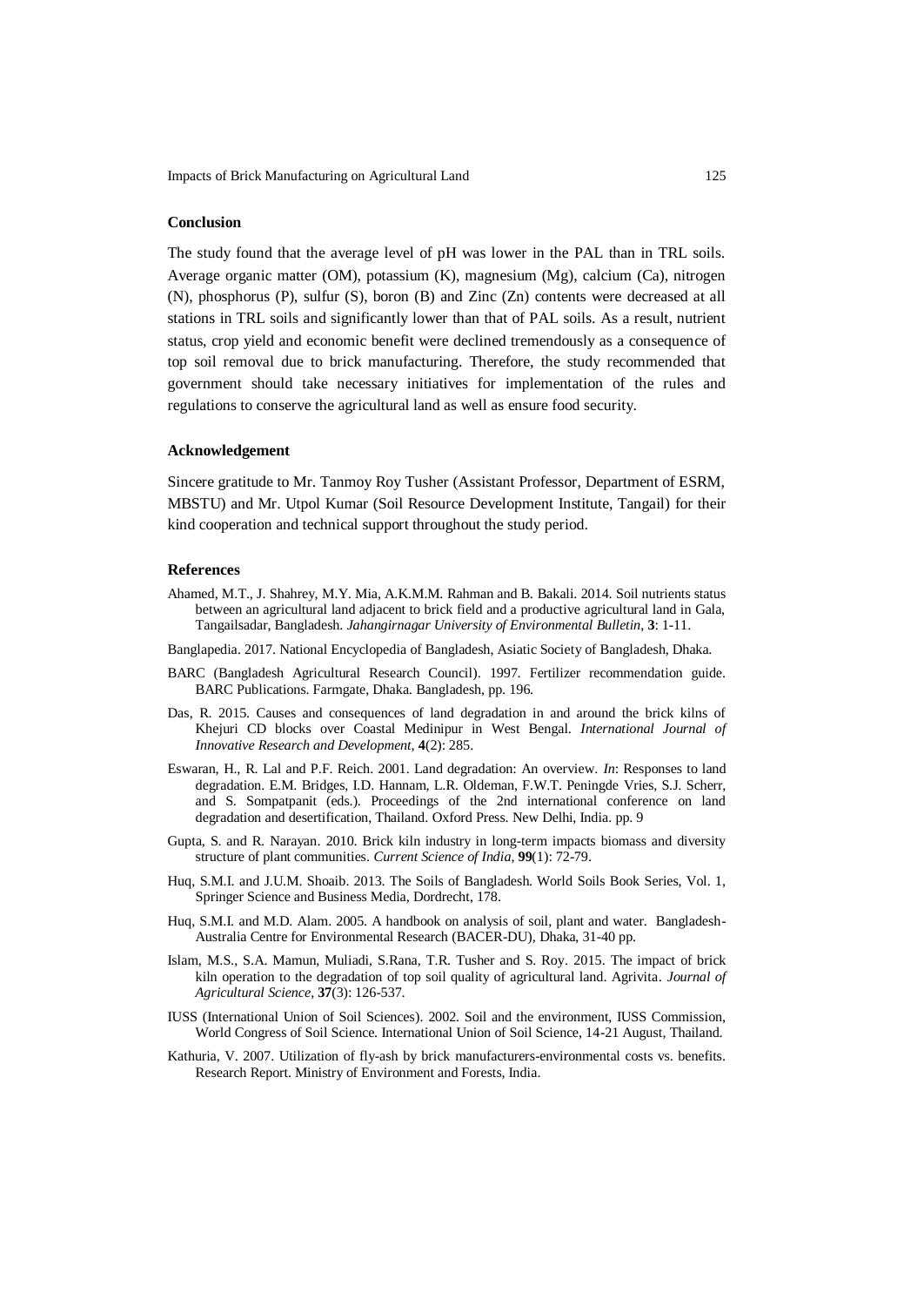## Conclusion

The study found that the average level of pH was lower in the PAL than in TRL soils. Average organic matter (OM), potassium (K), magnesium (Mg), calcium (Ca), nitrogen (N), phosphorus (P), sulfur (S), boron (B) and Zinc (Zn) contents were decreased at all stations in TRL soils and significantly lower than that of PAL soils. As a result, nutrient status, crop yield and economic benefit were declined tremendously as a consequence of top soil removal due to brick manufacturing. Therefore, the study recommended that government should take necessary initiatives for implementation of the rules and regulations to conserve the agricultural land as well as ensure food security.

## Acknowledgement

Sincere gratitude to Mr. Tanmoy Roy Tusher (Assistant Professor, Department of ESRM, MBSTU) and Mr. Utpol Kumar (Soil Resource Development Institute, Tangail) for their kind cooperation and technical support throughout the study period.

## References

Ahamed, M.T., J. Shahrey, M.Y. Mia, A.K.M.M. Rahman and B. Bakali. 2014. Soil nutrients status between an agricultural land adjacent to brick field and a productive agricultural land in Gala, Tangailsadar, Bangladesh. *Jahangirnagar University of Environmental Bulletin*, **3**: 1-11.

Banglapedia. 2017. National Encyclopedia of Bangladesh, Asiatic Society of Bangladesh, Dhaka.

BARC (Bangladesh Agricultural Research Council). 1997. Fertilizer recommendation guide. BARC Publications. Farmgate, Dhaka. Bangladesh, pp. 196.

Das, R. 2015. Causes and consequences of land degradation in and around the brick kilns of Khejuri CD blocks over Coastal Medinipur in West Bengal. *International Journal of Innovative Research and Development*, **4**(2): 285.

Eswaran, H., R. Lal and P.F. Reich. 2001. Land degradation: An overview. *In*: Responses to land degradation. E.M. Bridges, I.D. Hannam, L.R. Oldeman, F.W.T. Peningde Vries, S.J. Scherr, and S. Sompatpanit (eds.). Proceedings of the 2nd international conference on land degradation and desertification, Thailand. Oxford Press. New Delhi, India. pp. 9

Gupta, S. and R. Narayan. 2010. Brick kiln industry in long-term impacts biomass and diversity structure of plant communities. *Current Science of India*, **99**(1): 72-79.

Huq, S.M.I. and J.U.M. Shoaib. 2013. The Soils of Bangladesh. World Soils Book Series, Vol. 1, Springer Science and Business Media, Dordrecht, 178.

Huq, S.M.I. and M.D. Alam. 2005. A handbook on analysis of soil, plant and water. Bangladesh-Australia Centre for Environmental Research (BACER-DU), Dhaka, 31-40 pp.

Islam, M.S., S.A. Mamun, Muliadi, S.Rana, T.R. Tusher and S. Roy. 2015. The impact of brick kiln operation to the degradation of top soil quality of agricultural land. Agrivita. *Journal of Agricultural Science*, **37**(3): 126-537.

IUSS (International Union of Soil Sciences). 2002. Soil and the environment, IUSS Commission, World Congress of Soil Science. International Union of Soil Science, 14-21 August, Thailand.

Kathuria, V. 2007. Utilization of fly-ash by brick manufacturers-environmental costs vs. benefits. Research Report. Ministry of Environment and Forests, India.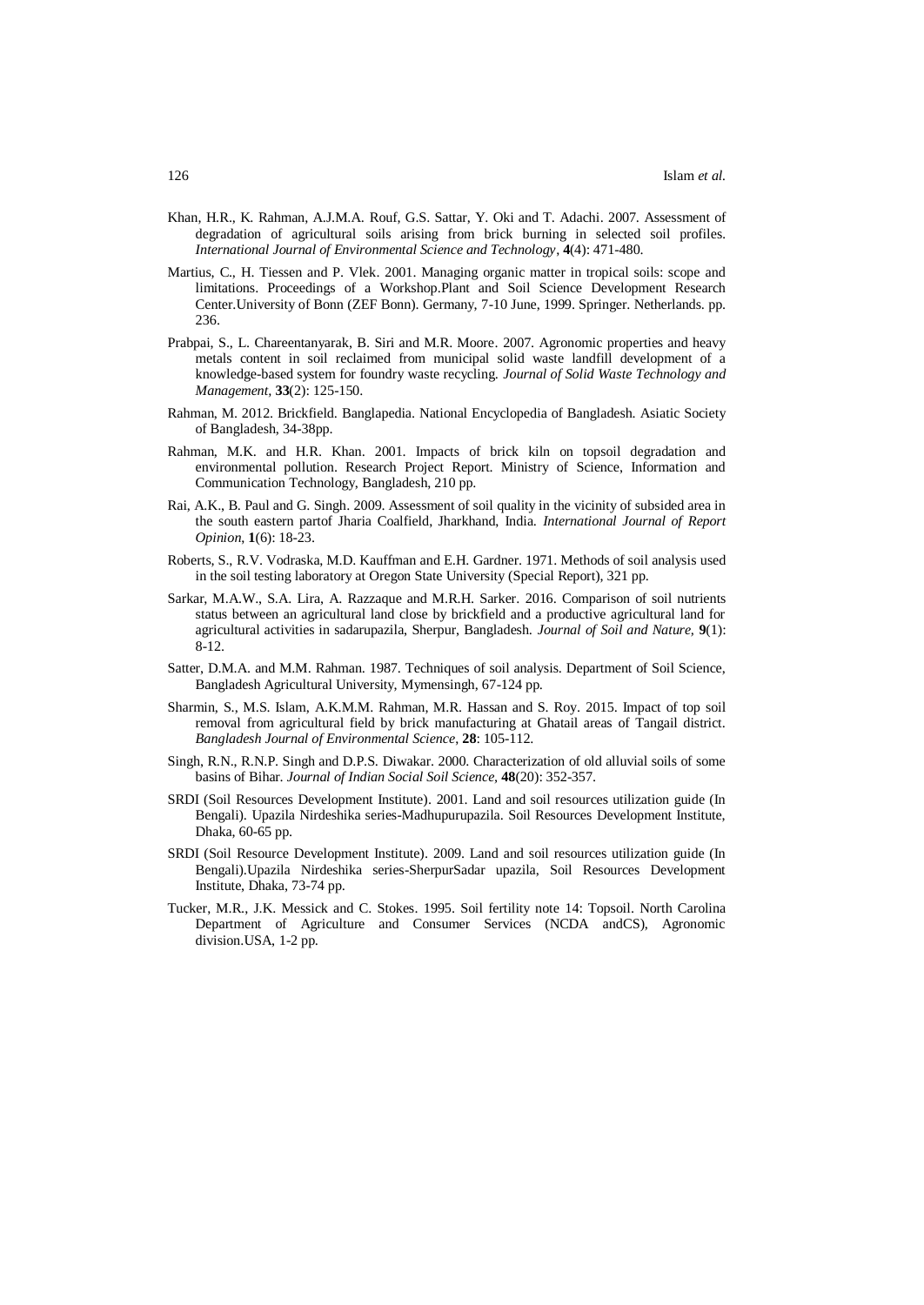Khan, H.R., K. Rahman, A.J.M.A. Rouf, G.S. Sattar, Y. Oki and T. Adachi. 2007. Assessment of degradation of agricultural soils arising from brick burning in selected soil profiles. *International Journal of Environmental Science and Technology*, **4**(4): 471-480.

Martius, C., H. Tiessen and P. Vlek. 2001. Managing organic matter in tropical soils: scope and limitations. Proceedings of a Workshop.Plant and Soil Science Development Research Center.University of Bonn (ZEF Bonn). Germany, 7-10 June, 1999. Springer. Netherlands. pp. 236.

Prabpai, S., L. Chareentanyarak, B. Siri and M.R. Moore. 2007. Agronomic properties and heavy metals content in soil reclaimed from municipal solid waste landfill development of a knowledge-based system for foundry waste recycling. *Journal of Solid Waste Technology and Management*, **33**(2): 125-150.

Rahman, M. 2012. Brickfield. Banglapedia. National Encyclopedia of Bangladesh. Asiatic Society of Bangladesh, 34-38pp.

Rahman, M.K. and H.R. Khan. 2001. Impacts of brick kiln on topsoil degradation and environmental pollution. Research Project Report. Ministry of Science, Information and Communication Technology, Bangladesh, 210 pp.

Rai, A.K., B. Paul and G. Singh. 2009. Assessment of soil quality in the vicinity of subsided area in the south eastern partof Jharia Coalfield, Jharkhand, India. *International Journal of Report Opinion*, **1**(6): 18-23.

Roberts, S., R.V. Vodraska, M.D. Kauffman and E.H. Gardner. 1971. Methods of soil analysis used in the soil testing laboratory at Oregon State University (Special Report), 321 pp.

Sarkar, M.A.W., S.A. Lira, A. Razzaque and M.R.H. Sarker. 2016. Comparison of soil nutrients status between an agricultural land close by brickfield and a productive agricultural land for agricultural activities in sadarupazila, Sherpur, Bangladesh. *Journal of Soil and Nature*, **9**(1): 8-12.

Satter, D.M.A. and M.M. Rahman. 1987. Techniques of soil analysis. Department of Soil Science, Bangladesh Agricultural University, Mymensingh, 67-124 pp.

Sharmin, S., M.S. Islam, A.K.M.M. Rahman, M.R. Hassan and S. Roy. 2015. Impact of top soil removal from agricultural field by brick manufacturing at Ghatail areas of Tangail district. *Bangladesh Journal of Environmental Science*, **28**: 105-112.

Singh, R.N., R.N.P. Singh and D.P.S. Diwakar. 2000. Characterization of old alluvial soils of some basins of Bihar. *Journal of Indian Social Soil Science*, **48**(20): 352-357.

SRDI (Soil Resources Development Institute). 2001. Land and soil resources utilization guide (In Bengali). Upazila Nirdeshika series-Madhupurupazila. Soil Resources Development Institute, Dhaka, 60-65 pp.

SRDI (Soil Resource Development Institute). 2009. Land and soil resources utilization guide (In Bengali).Upazila Nirdeshika series-SherpurSadar upazila, Soil Resources Development Institute, Dhaka, 73-74 pp.

Tucker, M.R., J.K. Messick and C. Stokes. 1995. Soil fertility note 14: Topsoil. North Carolina Department of Agriculture and Consumer Services (NCDA andCS), Agronomic division.USA, 1-2 pp.